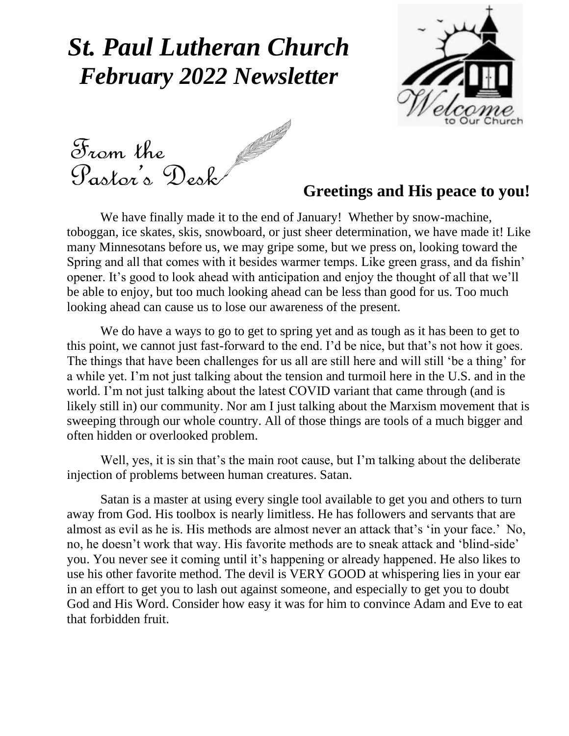# *St. Paul Lutheran Church*
# *February 2022 Newsletter*

## From the Pastor's Desk

### Greetings and His peace to you!

We have finally made it to the end of January! Whether by snow-machine, toboggan, ice skates, skis, snowboard, or just sheer determination, we have made it! Like many Minnesotans before us, we may gripe some, but we press on, looking toward the Spring and all that comes with it besides warmer temps. Like green grass, and da fishin' opener. It's good to look ahead with anticipation and enjoy the thought of all that we'll be able to enjoy, but too much looking ahead can be less than good for us. Too much looking ahead can cause us to lose our awareness of the present.

We do have a ways to go to get to spring yet and as tough as it has been to get to this point, we cannot just fast-forward to the end. I'd be nice, but that's not how it goes. The things that have been challenges for us all are still here and will still 'be a thing' for a while yet. I'm not just talking about the tension and turmoil here in the U.S. and in the world. I'm not just talking about the latest COVID variant that came through (and is likely still in) our community. Nor am I just talking about the Marxism movement that is sweeping through our whole country. All of those things are tools of a much bigger and often hidden or overlooked problem.

Well, yes, it is sin that's the main root cause, but I'm talking about the deliberate injection of problems between human creatures. Satan.

Satan is a master at using every single tool available to get you and others to turn away from God. His toolbox is nearly limitless. He has followers and servants that are almost as evil as he is. His methods are almost never an attack that's 'in your face.' No, no, he doesn't work that way. His favorite methods are to sneak attack and 'blind-side' you. You never see it coming until it's happening or already happened. He also likes to use his other favorite method. The devil is VERY GOOD at whispering lies in your ear in an effort to get you to lash out against someone, and especially to get you to doubt God and His Word. Consider how easy it was for him to convince Adam and Eve to eat that forbidden fruit.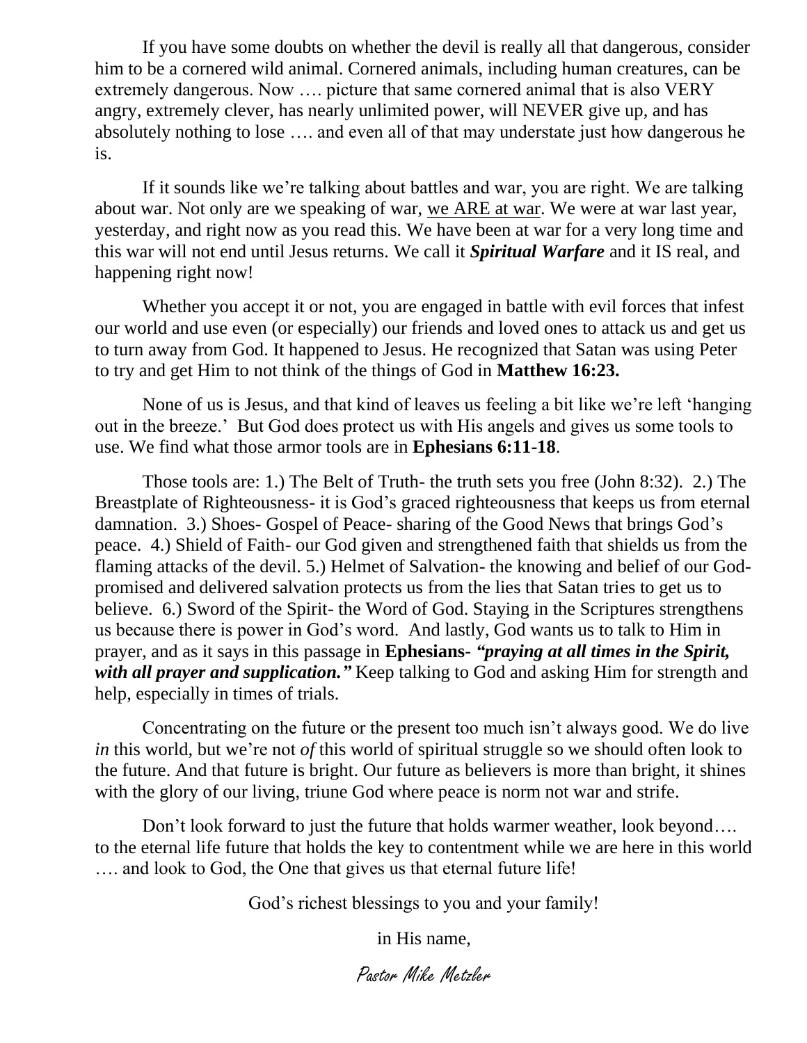If you have some doubts on whether the devil is really all that dangerous, consider him to be a cornered wild animal. Cornered animals, including human creatures, can be extremely dangerous. Now …. picture that same cornered animal that is also VERY angry, extremely clever, has nearly unlimited power, will NEVER give up, and has absolutely nothing to lose …. and even all of that may understate just how dangerous he is.

If it sounds like we're talking about battles and war, you are right. We are talking about war. Not only are we speaking of war, <u>we ARE at war</u>. We were at war last year, yesterday, and right now as you read this. We have been at war for a very long time and this war will not end until Jesus returns. We call it ***Spiritual Warfare*** and it IS real, and happening right now!

Whether you accept it or not, you are engaged in battle with evil forces that infest our world and use even (or especially) our friends and loved ones to attack us and get us to turn away from God. It happened to Jesus. He recognized that Satan was using Peter to try and get Him to not think of the things of God in **Matthew 16:23.**

None of us is Jesus, and that kind of leaves us feeling a bit like we're left 'hanging out in the breeze.' But God does protect us with His angels and gives us some tools to use. We find what those armor tools are in **Ephesians 6:11-18**.

Those tools are: 1.) The Belt of Truth- the truth sets you free (John 8:32). 2.) The Breastplate of Righteousness- it is God's graced righteousness that keeps us from eternal damnation. 3.) Shoes- Gospel of Peace- sharing of the Good News that brings God's peace. 4.) Shield of Faith- our God given and strengthened faith that shields us from the flaming attacks of the devil. 5.) Helmet of Salvation- the knowing and belief of our God-promised and delivered salvation protects us from the lies that Satan tries to get us to believe. 6.) Sword of the Spirit- the Word of God. Staying in the Scriptures strengthens us because there is power in God's word. And lastly, God wants us to talk to Him in prayer, and as it says in this passage in **Ephesians**- ***"praying at all times in the Spirit, with all prayer and supplication."*** Keep talking to God and asking Him for strength and help, especially in times of trials.

Concentrating on the future or the present too much isn't always good. We do live *in* this world, but we're not *of* this world of spiritual struggle so we should often look to the future. And that future is bright. Our future as believers is more than bright, it shines with the glory of our living, triune God where peace is norm not war and strife.

Don't look forward to just the future that holds warmer weather, look beyond…. to the eternal life future that holds the key to contentment while we are here in this world …. and look to God, the One that gives us that eternal future life!

God's richest blessings to you and your family!

in His name,

Pastor Mike Metzler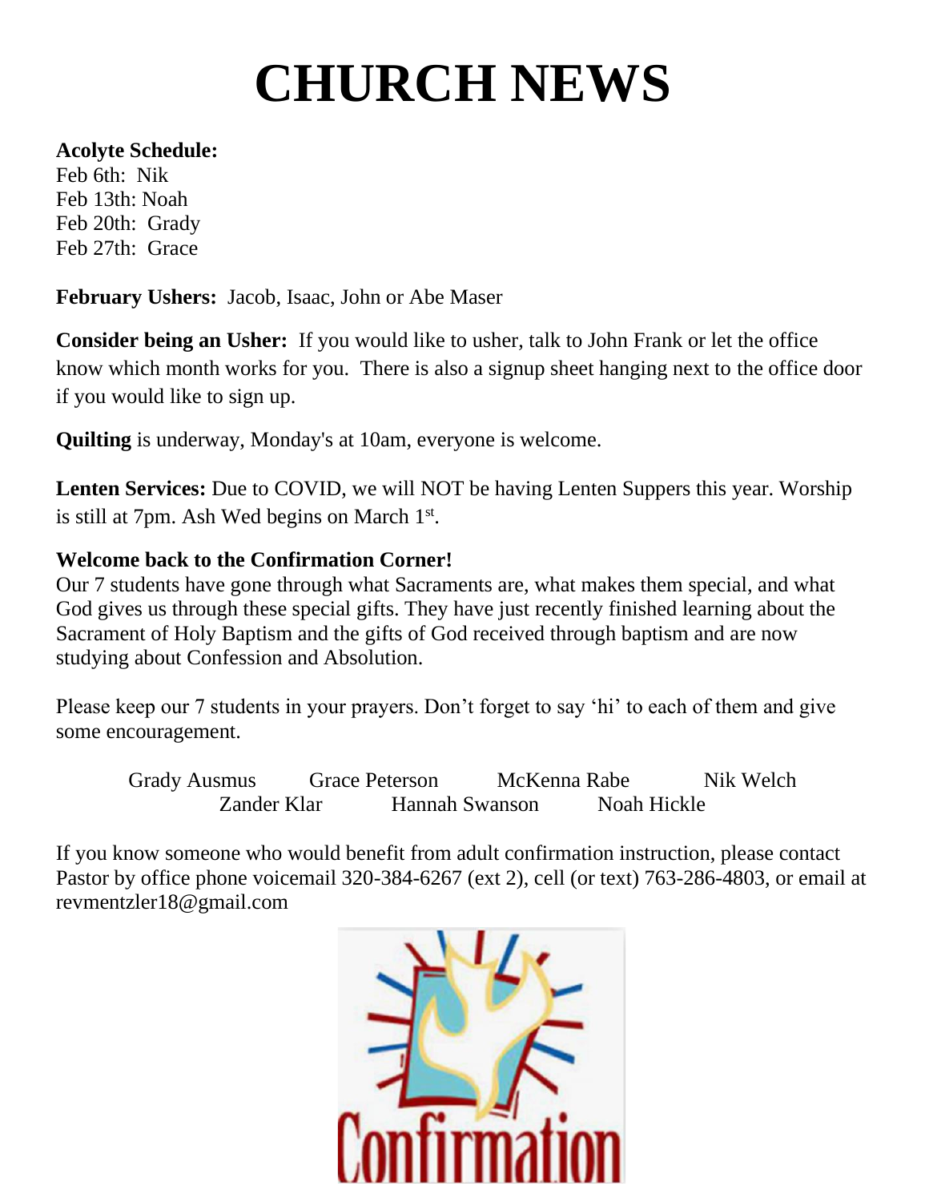# CHURCH NEWS

**Acolyte Schedule:**
Feb 6th: Nik
Feb 13th: Noah
Feb 20th: Grady
Feb 27th: Grace

**February Ushers:** Jacob, Isaac, John or Abe Maser

**Consider being an Usher:** If you would like to usher, talk to John Frank or let the office know which month works for you. There is also a signup sheet hanging next to the office door if you would like to sign up.

**Quilting** is underway, Monday's at 10am, everyone is welcome.

**Lenten Services:** Due to COVID, we will NOT be having Lenten Suppers this year. Worship is still at 7pm. Ash Wed begins on March 1st.

**Welcome back to the Confirmation Corner!**
Our 7 students have gone through what Sacraments are, what makes them special, and what God gives us through these special gifts. They have just recently finished learning about the Sacrament of Holy Baptism and the gifts of God received through baptism and are now studying about Confession and Absolution.

Please keep our 7 students in your prayers. Don't forget to say 'hi' to each of them and give some encouragement.

Grady Ausmus    Grace Peterson    McKenna Rabe    Nik Welch
Zander Klar    Hannah Swanson    Noah Hickle

If you know someone who would benefit from adult confirmation instruction, please contact Pastor by office phone voicemail 320-384-6267 (ext 2), cell (or text) 763-286-4803, or email at revmentzler18@gmail.com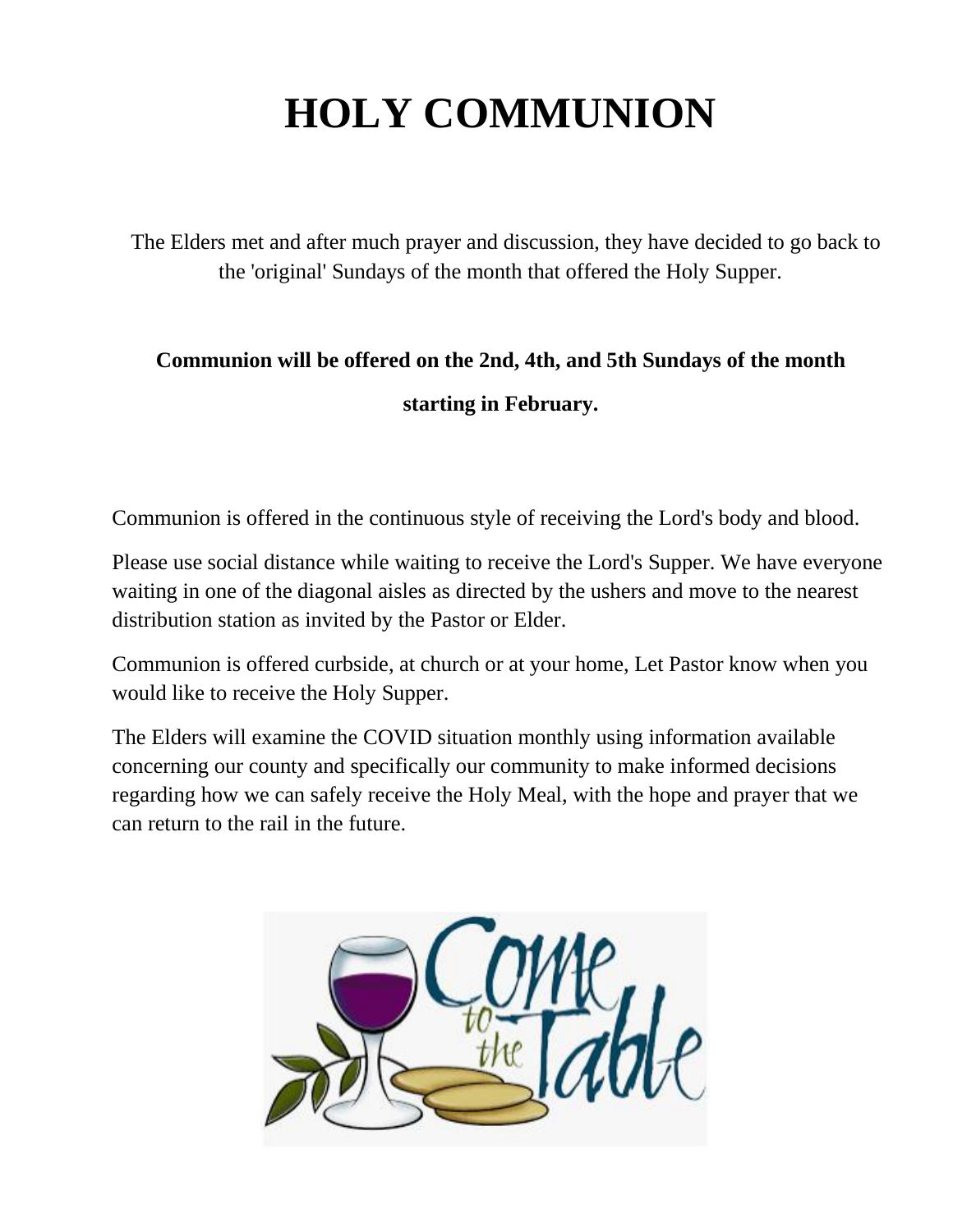# HOLY COMMUNION

The Elders met and after much prayer and discussion, they have decided to go back to the 'original' Sundays of the month that offered the Holy Supper.

**Communion will be offered on the 2nd, 4th, and 5th Sundays of the month starting in February.**

Communion is offered in the continuous style of receiving the Lord's body and blood.

Please use social distance while waiting to receive the Lord's Supper. We have everyone waiting in one of the diagonal aisles as directed by the ushers and move to the nearest distribution station as invited by the Pastor or Elder.

Communion is offered curbside, at church or at your home, Let Pastor know when you would like to receive the Holy Supper.

The Elders will examine the COVID situation monthly using information available concerning our county and specifically our community to make informed decisions regarding how we can safely receive the Holy Meal, with the hope and prayer that we can return to the rail in the future.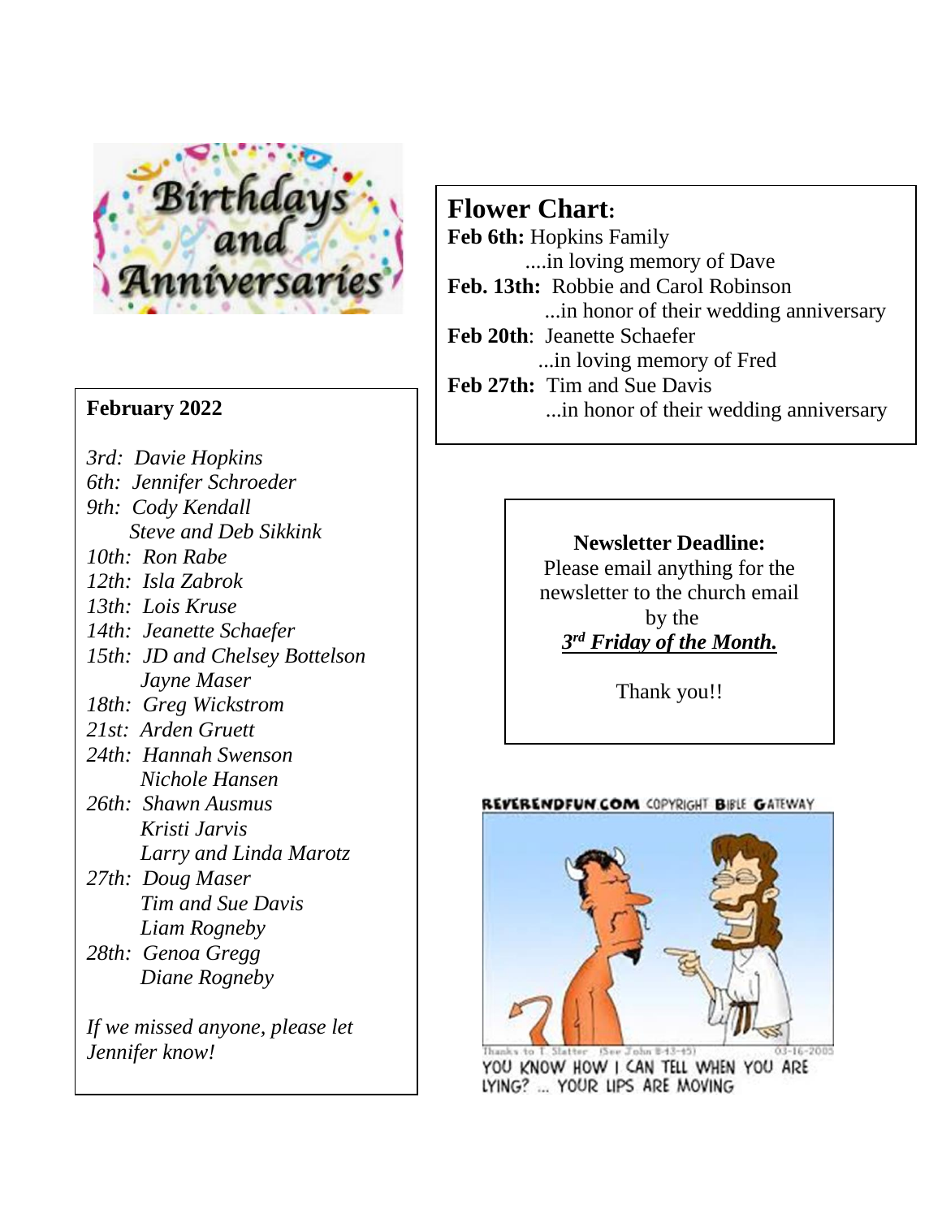# Birthdays and Anniversaries

**February 2022**

*3rd: Davie Hopkins*
*6th: Jennifer Schroeder*
*9th: Cody Kendall*
*Steve and Deb Sikkink*
*10th: Ron Rabe*
*12th: Isla Zabrok*
*13th: Lois Kruse*
*14th: Jeanette Schaefer*
*15th: JD and Chelsey Bottelson*
*Jayne Maser*
*18th: Greg Wickstrom*
*21st: Arden Gruett*
*24th: Hannah Swenson*
*Nichole Hansen*
*26th: Shawn Ausmus*
*Kristi Jarvis*
*Larry and Linda Marotz*
*27th: Doug Maser*
*Tim and Sue Davis*
*Liam Rogneby*
*28th: Genoa Gregg*
*Diane Rogneby*

*If we missed anyone, please let Jennifer know!*

## Flower Chart:

**Feb 6th:** Hopkins Family
....in loving memory of Dave
**Feb. 13th:** Robbie and Carol Robinson
...in honor of their wedding anniversary
**Feb 20th**: Jeanette Schaefer
...in loving memory of Fred
**Feb 27th:** Tim and Sue Davis
...in honor of their wedding anniversary

**Newsletter Deadline:**
Please email anything for the newsletter to the church email by the
***3rd Friday of the Month.***

Thank you!!

REVERENDFUN.COM COPYRIGHT BIBLE GATEWAY

Thanks to T. Slatter (See John 8:43-45) 03-16-2005

YOU KNOW HOW I CAN TELL WHEN YOU ARE LYING? ... YOUR LIPS ARE MOVING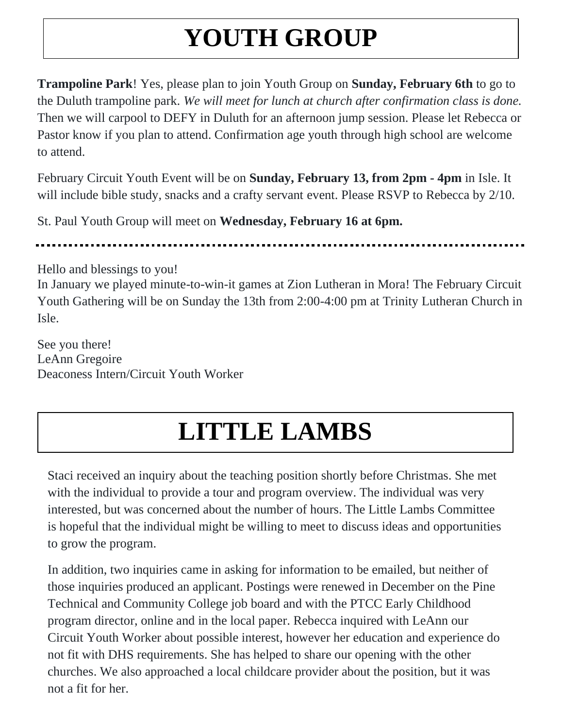# YOUTH GROUP

**Trampoline Park**! Yes, please plan to join Youth Group on **Sunday, February 6th** to go to the Duluth trampoline park. *We will meet for lunch at church after confirmation class is done.* Then we will carpool to DEFY in Duluth for an afternoon jump session. Please let Rebecca or Pastor know if you plan to attend. Confirmation age youth through high school are welcome to attend.

February Circuit Youth Event will be on **Sunday, February 13, from 2pm - 4pm** in Isle. It will include bible study, snacks and a crafty servant event. Please RSVP to Rebecca by 2/10.

St. Paul Youth Group will meet on **Wednesday, February 16 at 6pm.**

---

Hello and blessings to you!
In January we played minute-to-win-it games at Zion Lutheran in Mora! The February Circuit Youth Gathering will be on Sunday the 13th from 2:00-4:00 pm at Trinity Lutheran Church in Isle.

See you there!
LeAnn Gregoire
Deaconess Intern/Circuit Youth Worker

# LITTLE LAMBS

Staci received an inquiry about the teaching position shortly before Christmas. She met with the individual to provide a tour and program overview. The individual was very interested, but was concerned about the number of hours. The Little Lambs Committee is hopeful that the individual might be willing to meet to discuss ideas and opportunities to grow the program.

In addition, two inquiries came in asking for information to be emailed, but neither of those inquiries produced an applicant. Postings were renewed in December on the Pine Technical and Community College job board and with the PTCC Early Childhood program director, online and in the local paper. Rebecca inquired with LeAnn our Circuit Youth Worker about possible interest, however her education and experience do not fit with DHS requirements. She has helped to share our opening with the other churches. We also approached a local childcare provider about the position, but it was not a fit for her.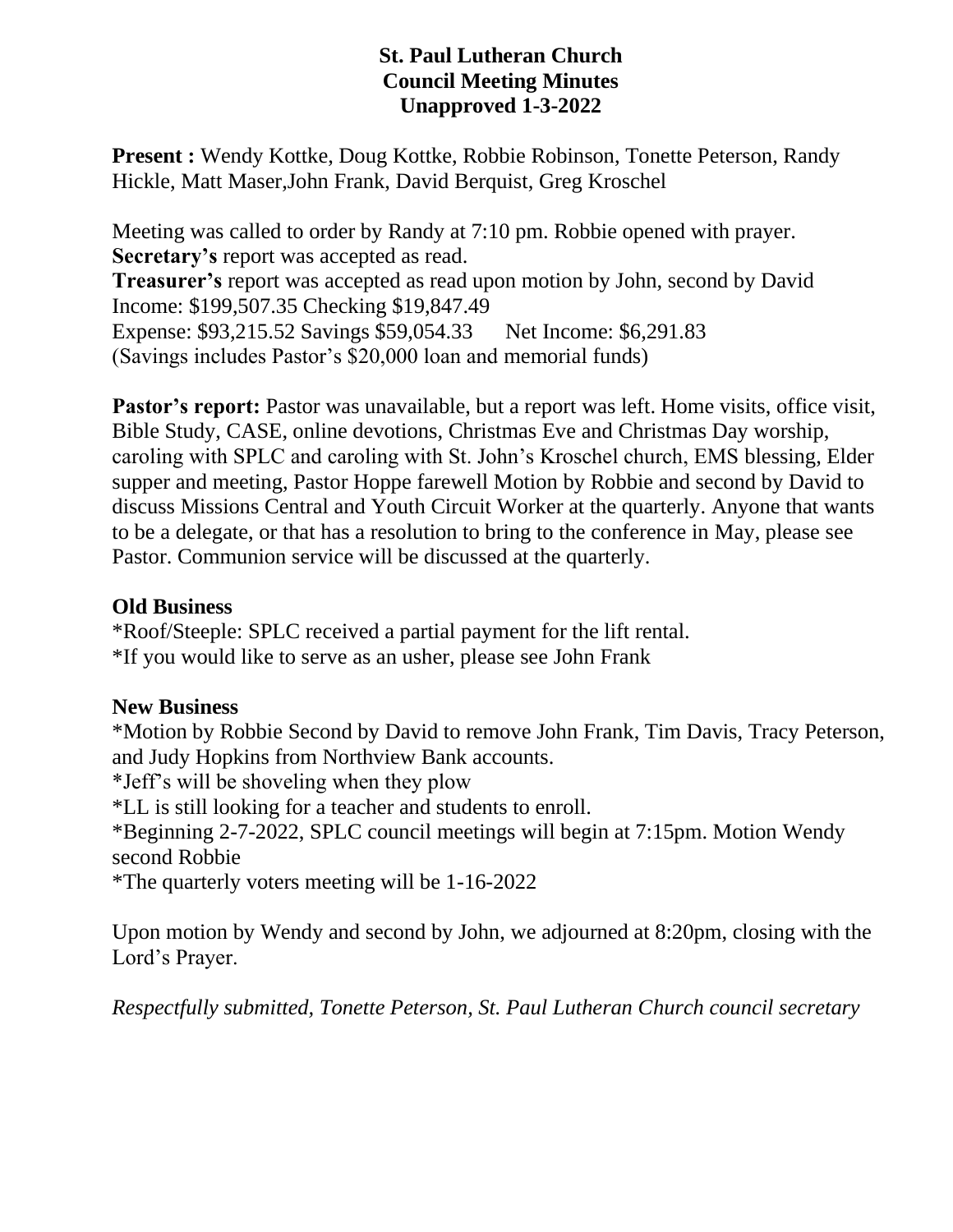**St. Paul Lutheran Church**
**Council Meeting Minutes**
**Unapproved 1-3-2022**

**Present :** Wendy Kottke, Doug Kottke, Robbie Robinson, Tonette Peterson, Randy Hickle, Matt Maser,John Frank, David Berquist, Greg Kroschel

Meeting was called to order by Randy at 7:10 pm. Robbie opened with prayer.
**Secretary's** report was accepted as read.
**Treasurer's** report was accepted as read upon motion by John, second by David
Income: $199,507.35 Checking $19,847.49
Expense: $93,215.52 Savings $59,054.33 Net Income: $6,291.83
(Savings includes Pastor's $20,000 loan and memorial funds)

**Pastor's report:** Pastor was unavailable, but a report was left. Home visits, office visit, Bible Study, CASE, online devotions, Christmas Eve and Christmas Day worship, caroling with SPLC and caroling with St. John's Kroschel church, EMS blessing, Elder supper and meeting, Pastor Hoppe farewell Motion by Robbie and second by David to discuss Missions Central and Youth Circuit Worker at the quarterly. Anyone that wants to be a delegate, or that has a resolution to bring to the conference in May, please see Pastor. Communion service will be discussed at the quarterly.

**Old Business**
*Roof/Steeple: SPLC received a partial payment for the lift rental.
*If you would like to serve as an usher, please see John Frank

**New Business**
*Motion by Robbie Second by David to remove John Frank, Tim Davis, Tracy Peterson, and Judy Hopkins from Northview Bank accounts.
*Jeff's will be shoveling when they plow
*LL is still looking for a teacher and students to enroll.
*Beginning 2-7-2022, SPLC council meetings will begin at 7:15pm. Motion Wendy second Robbie
*The quarterly voters meeting will be 1-16-2022

Upon motion by Wendy and second by John, we adjourned at 8:20pm, closing with the Lord's Prayer.

*Respectfully submitted, Tonette Peterson, St. Paul Lutheran Church council secretary*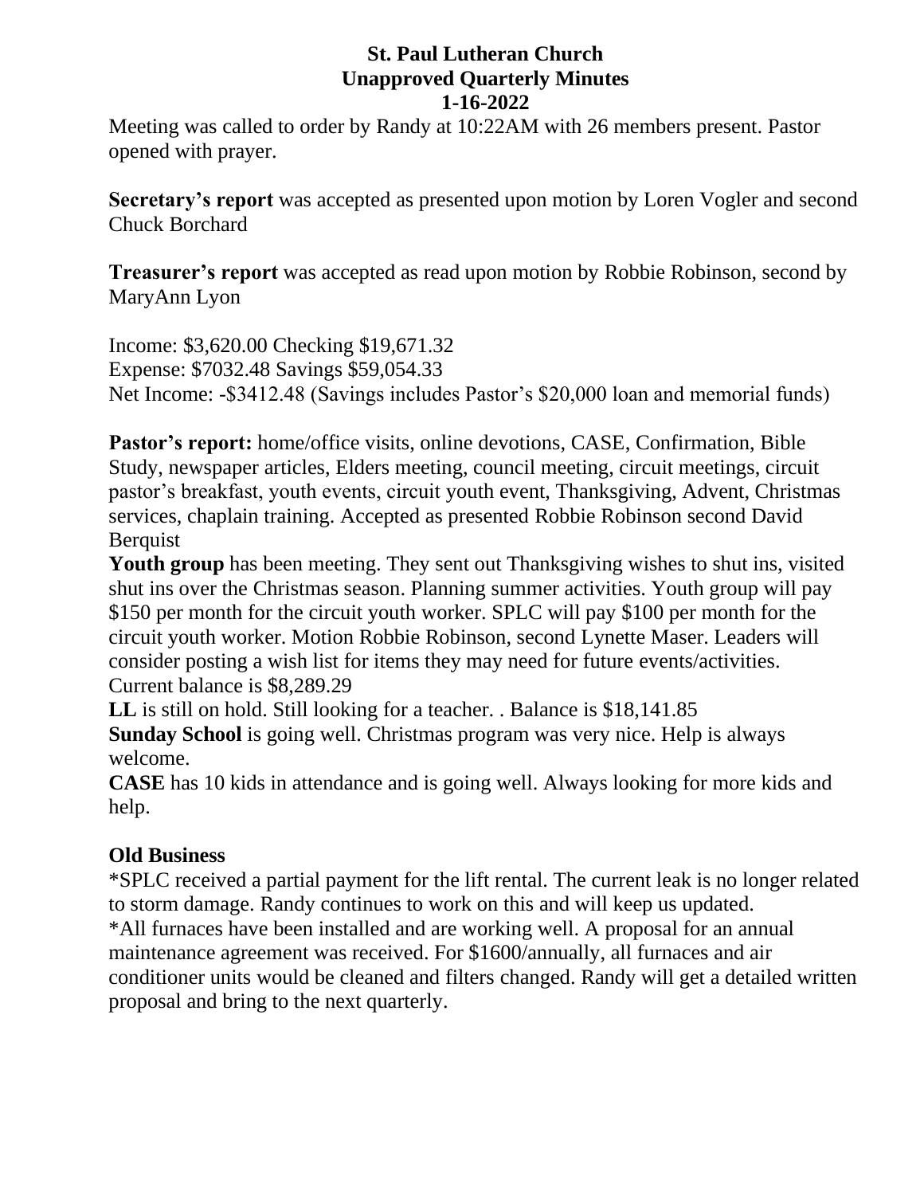**St. Paul Lutheran Church**
**Unapproved Quarterly Minutes**
**1-16-2022**

Meeting was called to order by Randy at 10:22AM with 26 members present. Pastor opened with prayer.

**Secretary's report** was accepted as presented upon motion by Loren Vogler and second Chuck Borchard

**Treasurer's report** was accepted as read upon motion by Robbie Robinson, second by MaryAnn Lyon

Income: $3,620.00 Checking $19,671.32
Expense: $7032.48 Savings $59,054.33
Net Income: -$3412.48 (Savings includes Pastor's $20,000 loan and memorial funds)

**Pastor's report:** home/office visits, online devotions, CASE, Confirmation, Bible Study, newspaper articles, Elders meeting, council meeting, circuit meetings, circuit pastor's breakfast, youth events, circuit youth event, Thanksgiving, Advent, Christmas services, chaplain training. Accepted as presented Robbie Robinson second David Berquist

**Youth group** has been meeting. They sent out Thanksgiving wishes to shut ins, visited shut ins over the Christmas season. Planning summer activities. Youth group will pay $150 per month for the circuit youth worker. SPLC will pay $100 per month for the circuit youth worker. Motion Robbie Robinson, second Lynette Maser. Leaders will consider posting a wish list for items they may need for future events/activities. Current balance is $8,289.29

**LL** is still on hold. Still looking for a teacher. . Balance is $18,141.85

**Sunday School** is going well. Christmas program was very nice. Help is always welcome.

**CASE** has 10 kids in attendance and is going well. Always looking for more kids and help.

**Old Business**

*SPLC received a partial payment for the lift rental. The current leak is no longer related to storm damage. Randy continues to work on this and will keep us updated.

*All furnaces have been installed and are working well. A proposal for an annual maintenance agreement was received. For $1600/annually, all furnaces and air conditioner units would be cleaned and filters changed. Randy will get a detailed written proposal and bring to the next quarterly.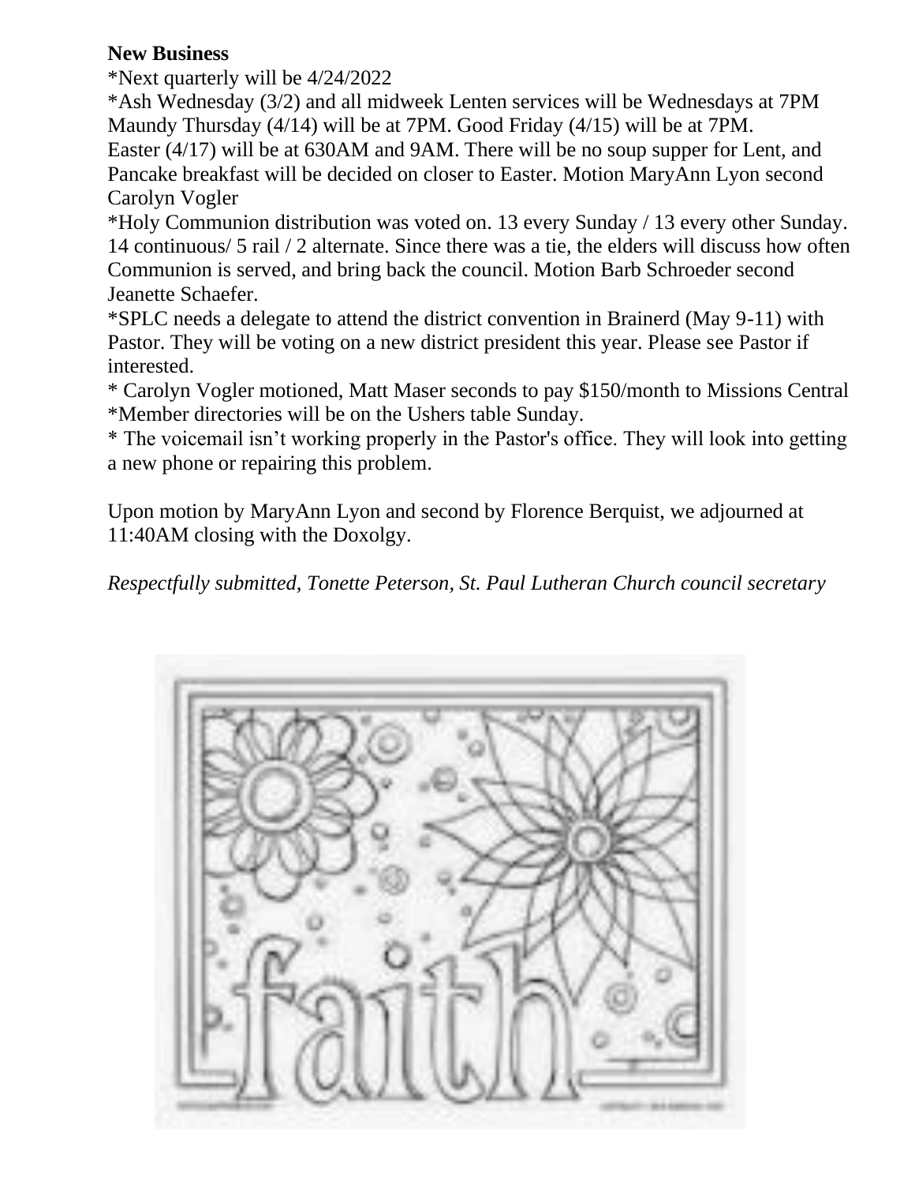**New Business**

*Next quarterly will be 4/24/2022

*Ash Wednesday (3/2) and all midweek Lenten services will be Wednesdays at 7PM Maundy Thursday (4/14) will be at 7PM. Good Friday (4/15) will be at 7PM. Easter (4/17) will be at 630AM and 9AM. There will be no soup supper for Lent, and Pancake breakfast will be decided on closer to Easter. Motion MaryAnn Lyon second Carolyn Vogler

*Holy Communion distribution was voted on. 13 every Sunday / 13 every other Sunday. 14 continuous/ 5 rail / 2 alternate. Since there was a tie, the elders will discuss how often Communion is served, and bring back the council. Motion Barb Schroeder second Jeanette Schaefer.

*SPLC needs a delegate to attend the district convention in Brainerd (May 9-11) with Pastor. They will be voting on a new district president this year. Please see Pastor if interested.

* Carolyn Vogler motioned, Matt Maser seconds to pay $150/month to Missions Central

*Member directories will be on the Ushers table Sunday.

* The voicemail isn't working properly in the Pastor's office. They will look into getting a new phone or repairing this problem.

Upon motion by MaryAnn Lyon and second by Florence Berquist, we adjourned at 11:40AM closing with the Doxolgy.

*Respectfully submitted, Tonette Peterson, St. Paul Lutheran Church council secretary*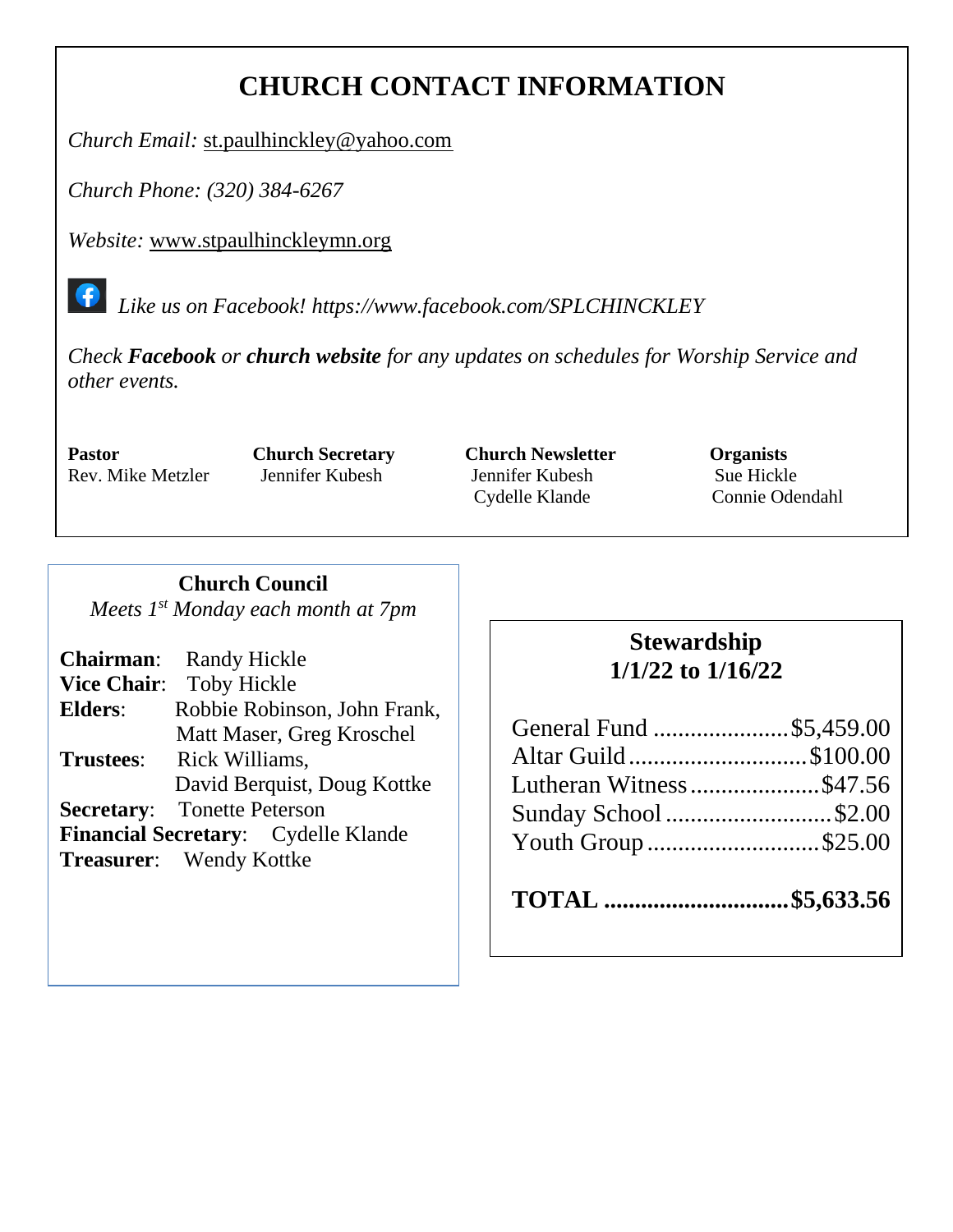# CHURCH CONTACT INFORMATION

*Church Email:* st.paulhinckley@yahoo.com

*Church Phone: (320) 384-6267*

*Website:* www.stpaulhinckleymn.org

*Like us on Facebook! https://www.facebook.com/SPLCHINCKLEY*

*Check* ***Facebook*** *or* ***church website*** *for any updates on schedules for Worship Service and other events.*

| Pastor | Church Secretary | Church Newsletter | Organists |
|---|---|---|---|
| Rev. Mike Metzler | Jennifer Kubesh | Jennifer Kubesh<br>Cydelle Klande | Sue Hickle<br>Connie Odendahl |

## Church Council

*Meets 1st Monday each month at 7pm*

**Chairman**: Randy Hickle
**Vice Chair**: Toby Hickle
**Elders**: Robbie Robinson, John Frank, Matt Maser, Greg Kroschel
**Trustees**: Rick Williams, David Berquist, Doug Kottke
**Secretary**: Tonette Peterson
**Financial Secretary**: Cydelle Klande
**Treasurer**: Wendy Kottke

## Stewardship
## 1/1/22 to 1/16/22

| | |
|---|---|
| General Fund | $5,459.00 |
| Altar Guild | $100.00 |
| Lutheran Witness | $47.56 |
| Sunday School | $2.00 |
| Youth Group | $25.00 |
| **TOTAL** | **$5,633.56** |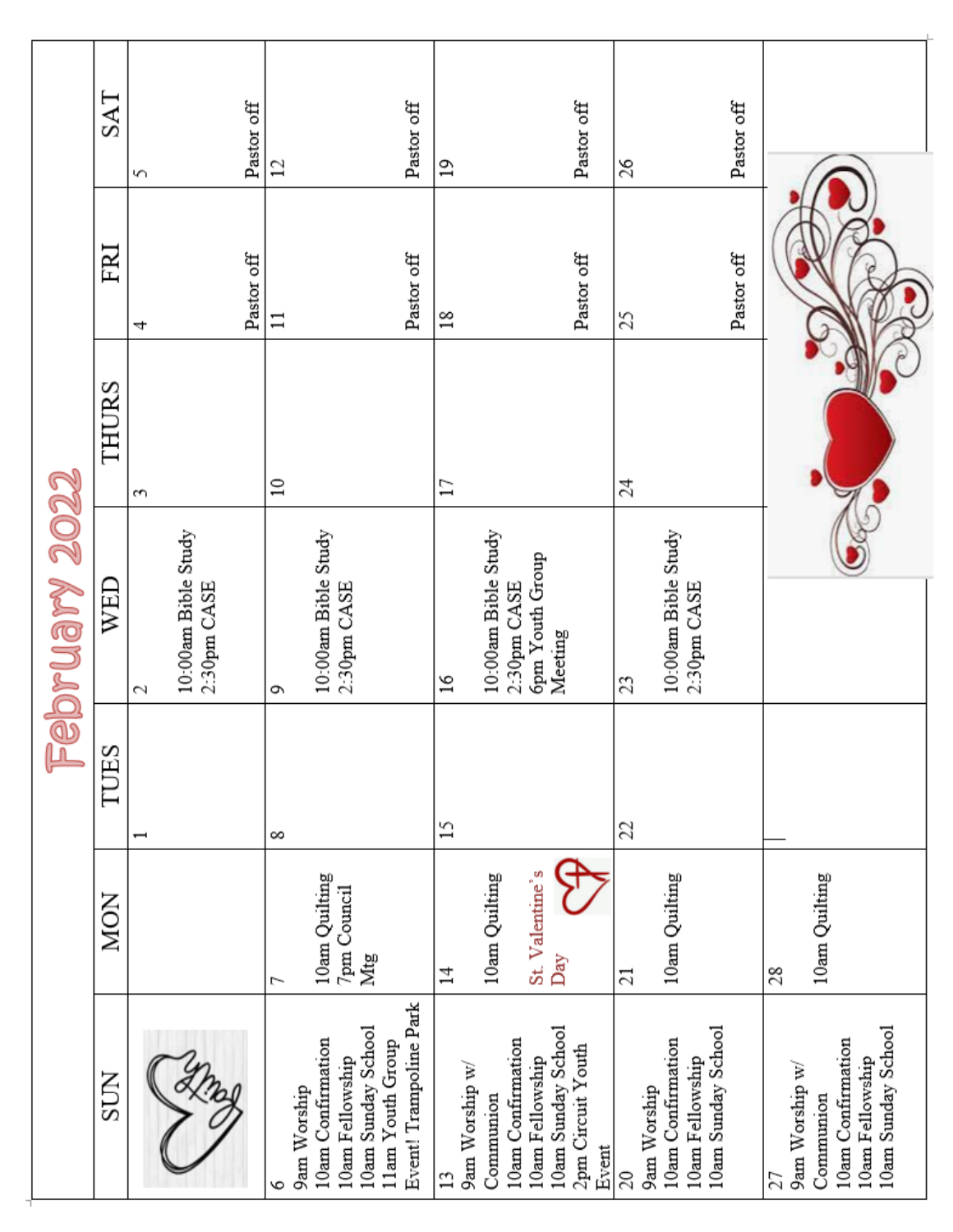# February 2022

| SUN | MON | TUES | WED | THURS | FRI | SAT |
|---|---|---|---|---|---|---|
| | | 1 | 2<br>10:00am Bible Study<br>2:30pm CASE | 3 | 4<br>Pastor off | 5<br>Pastor off |
| 6<br>9am Worship<br>10am Confirmation<br>10am Fellowship<br>10am Sunday School<br>11am Youth Group Event! Trampoline Park | 7<br>10am Quilting<br>7pm Council Mtg | 8 | 9<br>10:00am Bible Study<br>2:30pm CASE | 10 | 11<br>Pastor off | 12<br>Pastor off |
| 13<br>9am Worship w/ Communion<br>10am Confirmation<br>10am Fellowship<br>10am Sunday School<br>2pm Circuit Youth Event | 14<br>10am Quilting<br>St. Valentine's Day | 15 | 16<br>10:00am Bible Study<br>2:30pm CASE<br>6pm Youth Group Meeting | 17 | 18<br>Pastor off | 19<br>Pastor off |
| 20<br>9am Worship<br>10am Confirmation<br>10am Fellowship<br>10am Sunday School | 21<br>10am Quilting | 22 | 23<br>10:00am Bible Study<br>2:30pm CASE | 24 | 25<br>Pastor off | 26<br>Pastor off |
| 27<br>9am Worship w/ Communion<br>10am Confirmation<br>10am Fellowship<br>10am Sunday School | 28<br>10am Quilting | | | | | |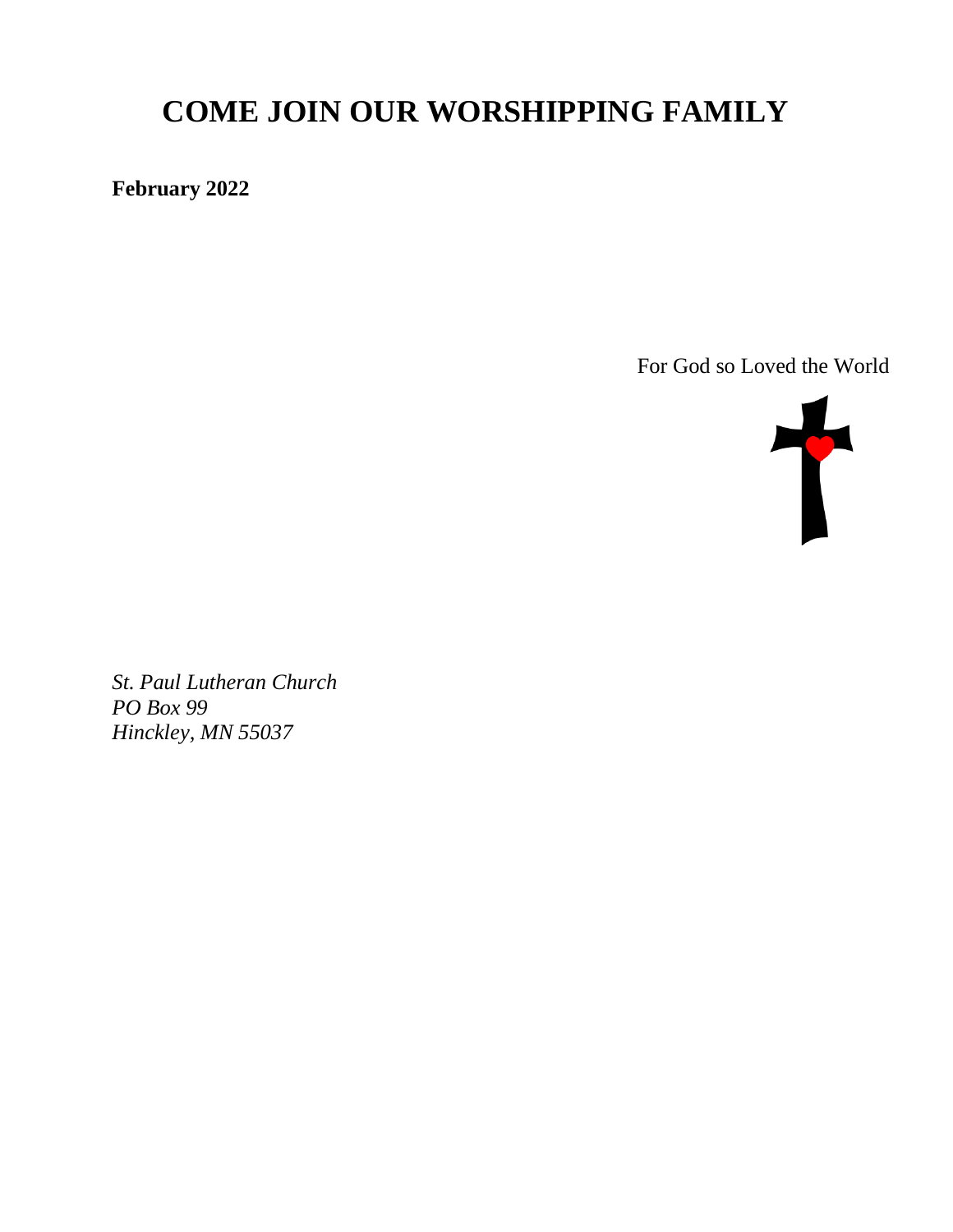# COME JOIN OUR WORSHIPPING FAMILY

**February 2022**

For God so Loved the World

*St. Paul Lutheran Church*
*PO Box 99*
*Hinckley, MN 55037*